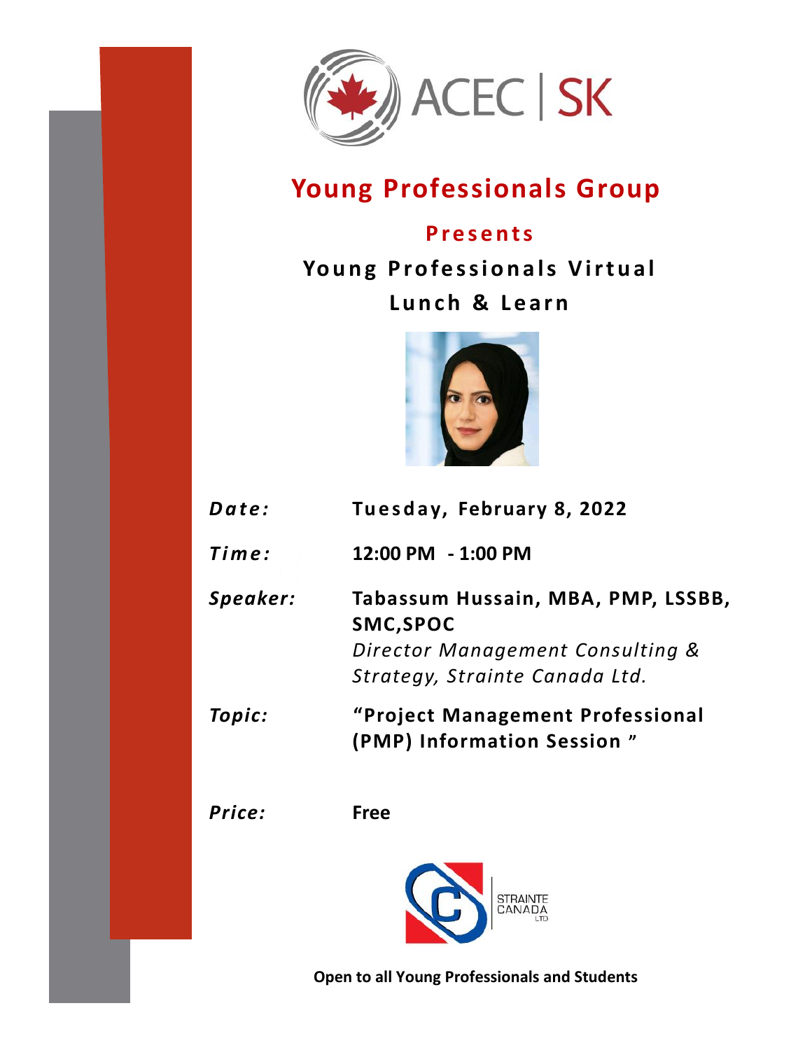ACEC | SK

# Young Professionals Group

## Presents

## Young Professionals Virtual Lunch & Learn

***Date:*** **Tuesday, February 8, 2022**

***Time:*** **12:00 PM - 1:00 PM**

***Speaker:*** **Tabassum Hussain, MBA, PMP, LSSBB, SMC,SPOC**
*Director Management Consulting & Strategy, Strainte Canada Ltd.*

***Topic:*** **"Project Management Professional (PMP) Information Session "**

***Price:*** **Free**

STRAINTE CANADA LTD

**Open to all Young Professionals and Students**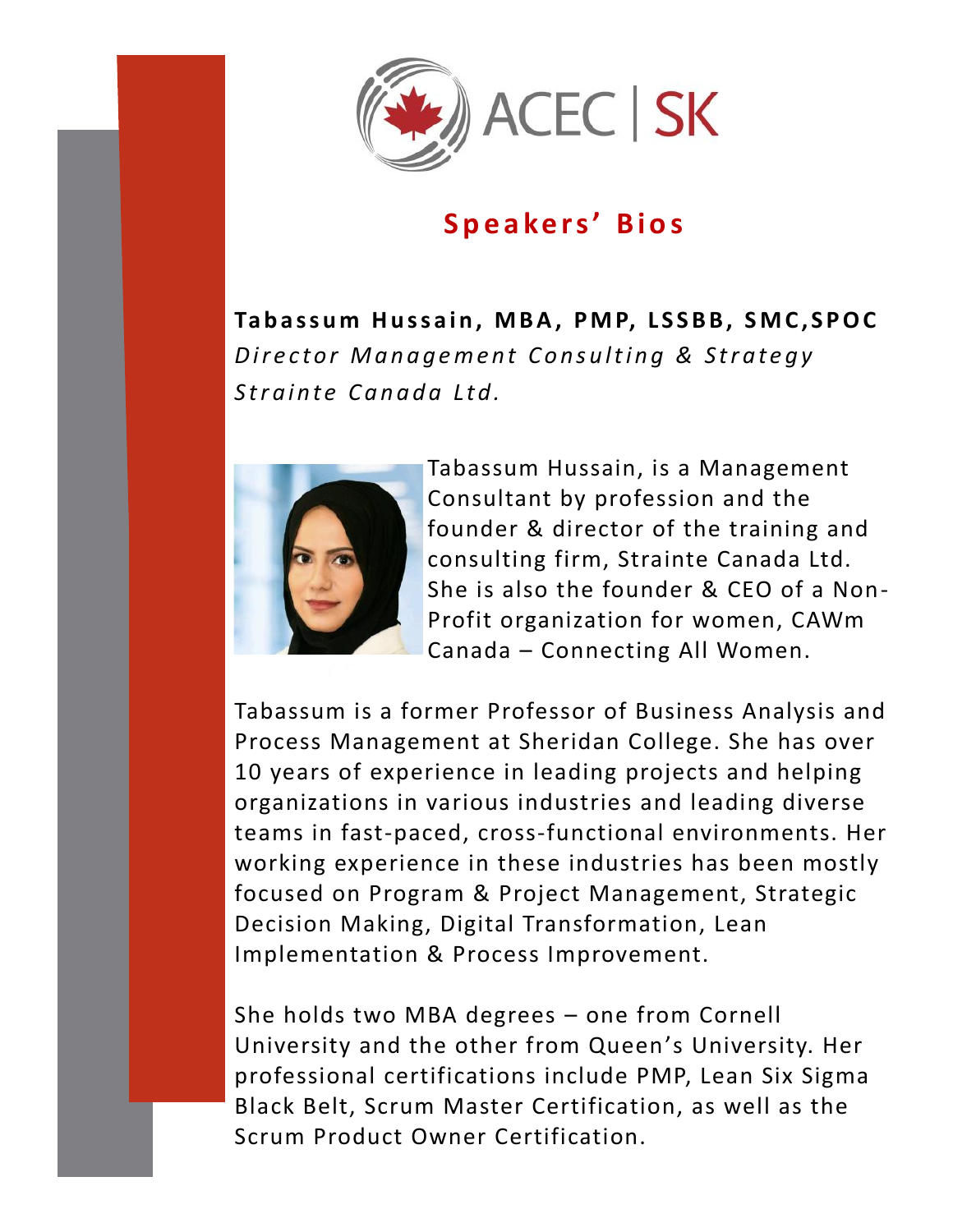# Speakers' Bios

**Tabassum Hussain, MBA, PMP, LSSBB, SMC,SPOC**
*Director Management Consulting & Strategy*
*Strainte Canada Ltd.*

Tabassum Hussain, is a Management Consultant by profession and the founder & director of the training and consulting firm, Strainte Canada Ltd. She is also the founder & CEO of a Non-Profit organization for women, CAWm Canada – Connecting All Women.

Tabassum is a former Professor of Business Analysis and Process Management at Sheridan College. She has over 10 years of experience in leading projects and helping organizations in various industries and leading diverse teams in fast-paced, cross-functional environments. Her working experience in these industries has been mostly focused on Program & Project Management, Strategic Decision Making, Digital Transformation, Lean Implementation & Process Improvement.

She holds two MBA degrees – one from Cornell University and the other from Queen's University. Her professional certifications include PMP, Lean Six Sigma Black Belt, Scrum Master Certification, as well as the Scrum Product Owner Certification.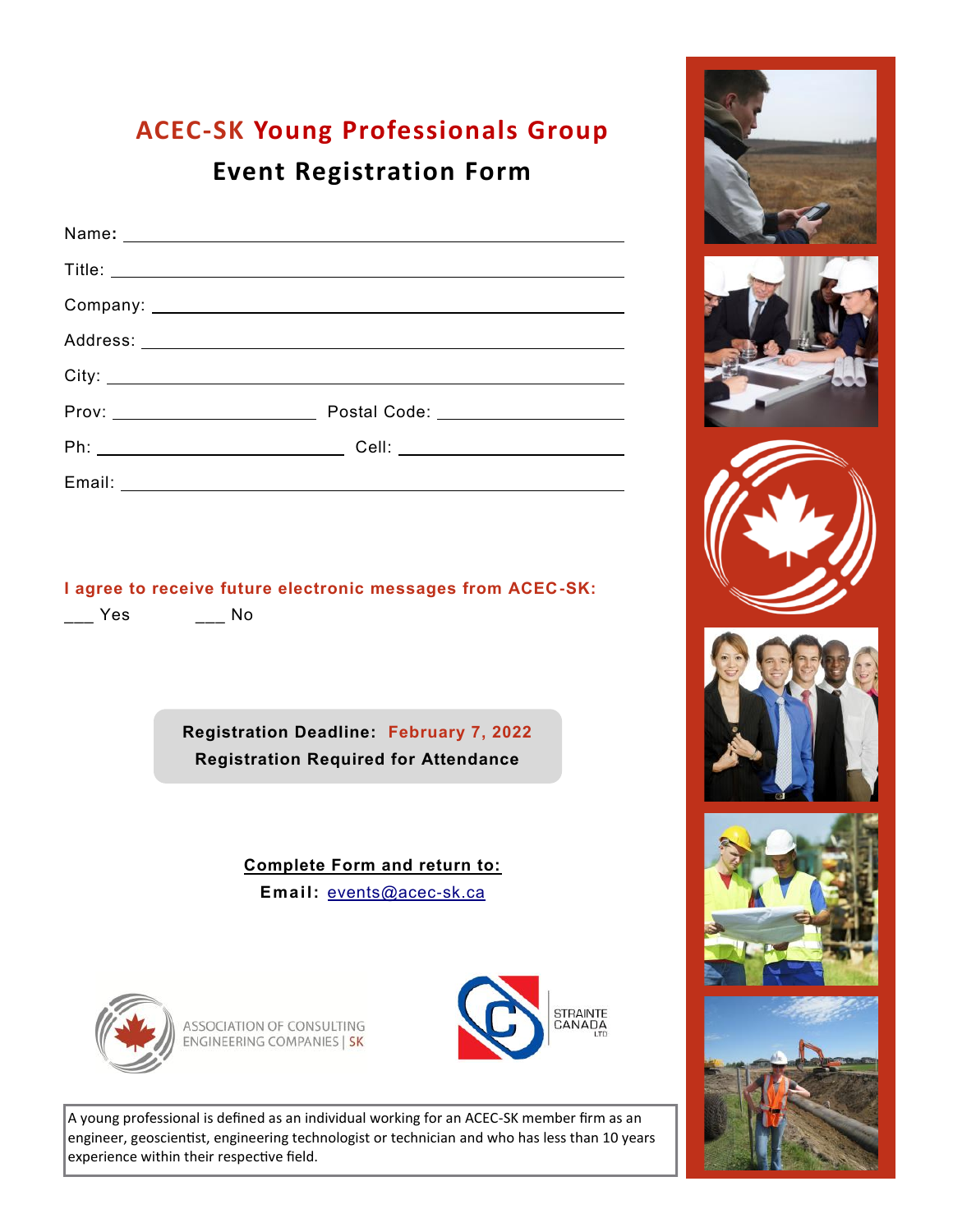# ACEC-SK Young Professionals Group

## Event Registration Form

Name: ______________________________

Title: ______________________________

Company: ______________________________

Address: ______________________________

City: ______________________________

Prov: ______________ Postal Code: ______________

Ph: ______________ Cell: ______________

Email: ______________________________

**I agree to receive future electronic messages from ACEC-SK:**

___ Yes ___ No

**Registration Deadline: February 7, 2022**
**Registration Required for Attendance**

**Complete Form and return to:**
**Email:** events@acec-sk.ca

ASSOCIATION OF CONSULTING ENGINEERING COMPANIES | SK

STRAINTE CANADA LTD

A young professional is defined as an individual working for an ACEC-SK member firm as an engineer, geoscientist, engineering technologist or technician and who has less than 10 years experience within their respective field.